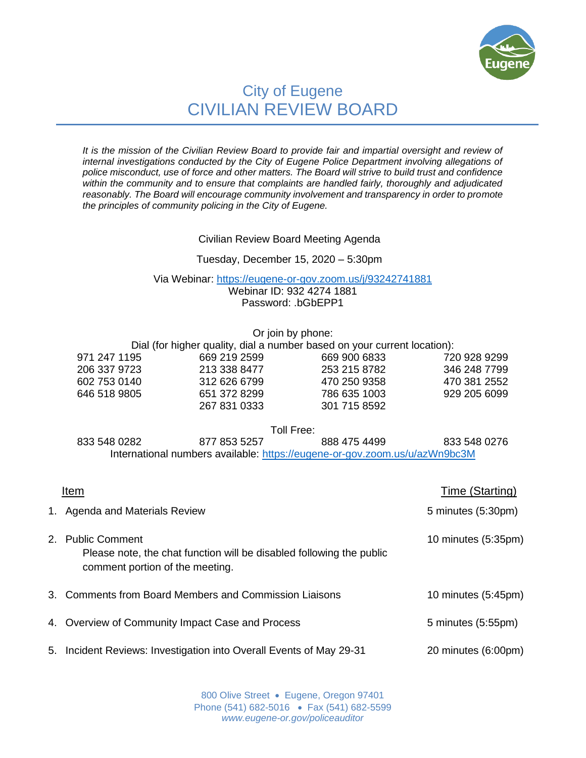# City of Eugene
# CIVILIAN REVIEW BOARD

*It is the mission of the Civilian Review Board to provide fair and impartial oversight and review of internal investigations conducted by the City of Eugene Police Department involving allegations of police misconduct, use of force and other matters. The Board will strive to build trust and confidence within the community and to ensure that complaints are handled fairly, thoroughly and adjudicated reasonably. The Board will encourage community involvement and transparency in order to promote the principles of community policing in the City of Eugene.*

Civilian Review Board Meeting Agenda

Tuesday, December 15, 2020 – 5:30pm

Via Webinar: https://eugene-or-gov.zoom.us/j/93242741881
Webinar ID: 932 4274 1881
Password: .bGbEPP1

Or join by phone:
Dial (for higher quality, dial a number based on your current location):

| | | | |
|---|---|---|---|
| 971 247 1195 | 669 219 2599 | 669 900 6833 | 720 928 9299 |
| 206 337 9723 | 213 338 8477 | 253 215 8782 | 346 248 7799 |
| 602 753 0140 | 312 626 6799 | 470 250 9358 | 470 381 2552 |
| 646 518 9805 | 651 372 8299 | 786 635 1003 | 929 205 6099 |
| | 267 831 0333 | 301 715 8592 | |

Toll Free:

| | | | |
|---|---|---|---|
| 833 548 0282 | 877 853 5257 | 888 475 4499 | 833 548 0276 |

International numbers available: https://eugene-or-gov.zoom.us/u/azWn9bc3M

| Item | Time (Starting) |
|---|---|
| 1. Agenda and Materials Review | 5 minutes (5:30pm) |
| 2. Public Comment<br>Please note, the chat function will be disabled following the public comment portion of the meeting. | 10 minutes (5:35pm) |
| 3. Comments from Board Members and Commission Liaisons | 10 minutes (5:45pm) |
| 4. Overview of Community Impact Case and Process | 5 minutes (5:55pm) |
| 5. Incident Reviews: Investigation into Overall Events of May 29-31 | 20 minutes (6:00pm) |

800 Olive Street • Eugene, Oregon 97401
Phone (541) 682-5016 • Fax (541) 682-5599
*www.eugene-or.gov/policeauditor*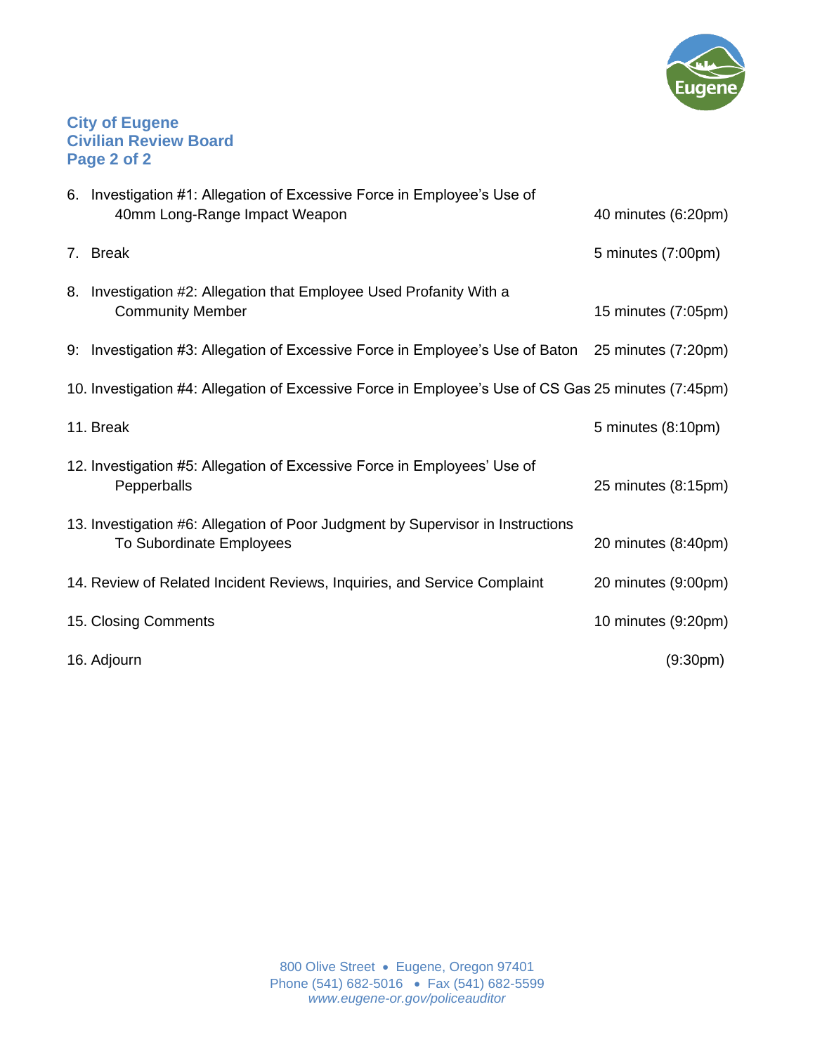City of Eugene
Civilian Review Board

6. Investigation #1: Allegation of Excessive Force in Employee's Use of 40mm Long-Range Impact Weapon — 40 minutes (6:20pm)

7. Break — 5 minutes (7:00pm)

8. Investigation #2: Allegation that Employee Used Profanity With a Community Member — 15 minutes (7:05pm)

9: Investigation #3: Allegation of Excessive Force in Employee's Use of Baton — 25 minutes (7:20pm)

10. Investigation #4: Allegation of Excessive Force in Employee's Use of CS Gas — 25 minutes (7:45pm)

11. Break — 5 minutes (8:10pm)

12. Investigation #5: Allegation of Excessive Force in Employees' Use of Pepperballs — 25 minutes (8:15pm)

13. Investigation #6: Allegation of Poor Judgment by Supervisor in Instructions To Subordinate Employees — 20 minutes (8:40pm)

14. Review of Related Incident Reviews, Inquiries, and Service Complaint — 20 minutes (9:00pm)

15. Closing Comments — 10 minutes (9:20pm)

16. Adjourn — (9:30pm)

800 Olive Street • Eugene, Oregon 97401
Phone (541) 682-5016 • Fax (541) 682-5599
*www.eugene-or.gov/policeauditor*